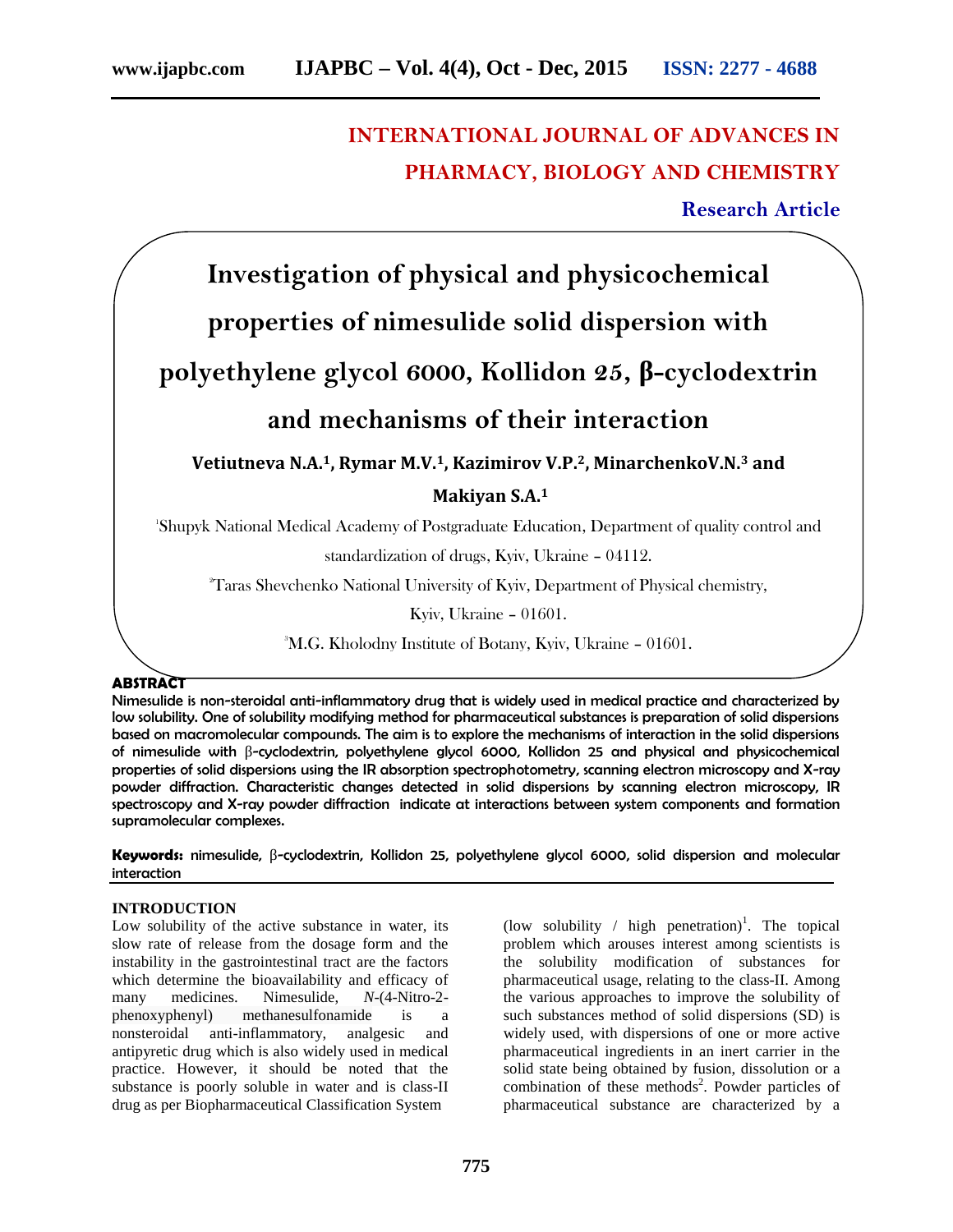INTERNATIONAL JOURNAL OF ADVANCES IN PHARMACY, BIOLOGY AND CHEMISTRY

Research Article

# Investigation of physical and physicochemical properties of nimesulide solid dispersion with polyethylene glycol 6000, Kollidon 25, β-cyclodextrin and mechanisms of their interaction

**Vetiutneva N.A.[1], Rymar M.V.[1], Kazimirov V.P.[2], MinarchenkoV.N.[3] and Makiyan S.A.[1]**

[1]Shupyk National Medical Academy of Postgraduate Education, Department of quality control and standardization of drugs, Kyiv, Ukraine – 04112.

[2]Taras Shevchenko National University of Kyiv, Department of Physical chemistry, Kyiv, Ukraine – 01601.

[3]M.G. Kholodny Institute of Botany, Kyiv, Ukraine – 01601.

## ABSTRACT

Nimesulide is non-steroidal anti-inflammatory drug that is widely used in medical practice and characterized by low solubility. One of solubility modifying method for pharmaceutical substances is preparation of solid dispersions based on macromolecular compounds. The aim is to explore the mechanisms of interaction in the solid dispersions of nimesulide with β-cyclodextrin, polyethylene glycol 6000, Kollidon 25 and physical and physicochemical properties of solid dispersions using the IR absorption spectrophotometry, scanning electron microscopy and X-ray powder diffraction. Characteristic changes detected in solid dispersions by scanning electron microscopy, IR spectroscopy and X-ray powder diffraction indicate at interactions between system components and formation supramolecular complexes.

**Keywords:** nimesulide, β-cyclodextrin, Kollidon 25, polyethylene glycol 6000, solid dispersion and molecular interaction

## INTRODUCTION

Low solubility of the active substance in water, its slow rate of release from the dosage form and the instability in the gastrointestinal tract are the factors which determine the bioavailability and efficacy of many medicines. Nimesulide, *N*-(4-Nitro-2-phenoxyphenyl) methanesulfonamide is a nonsteroidal anti-inflammatory, analgesic and antipyretic drug which is also widely used in medical practice. However, it should be noted that the substance is poorly soluble in water and is class-II drug as per Biopharmaceutical Classification System (low solubility / high penetration)[1]. The topical problem which arouses interest among scientists is the solubility modification of substances for pharmaceutical usage, relating to the class-II. Among the various approaches to improve the solubility of such substances method of solid dispersions (SD) is widely used, with dispersions of one or more active pharmaceutical ingredients in an inert carrier in the solid state being obtained by fusion, dissolution or a combination of these methods[2]. Powder particles of pharmaceutical substance are characterized by a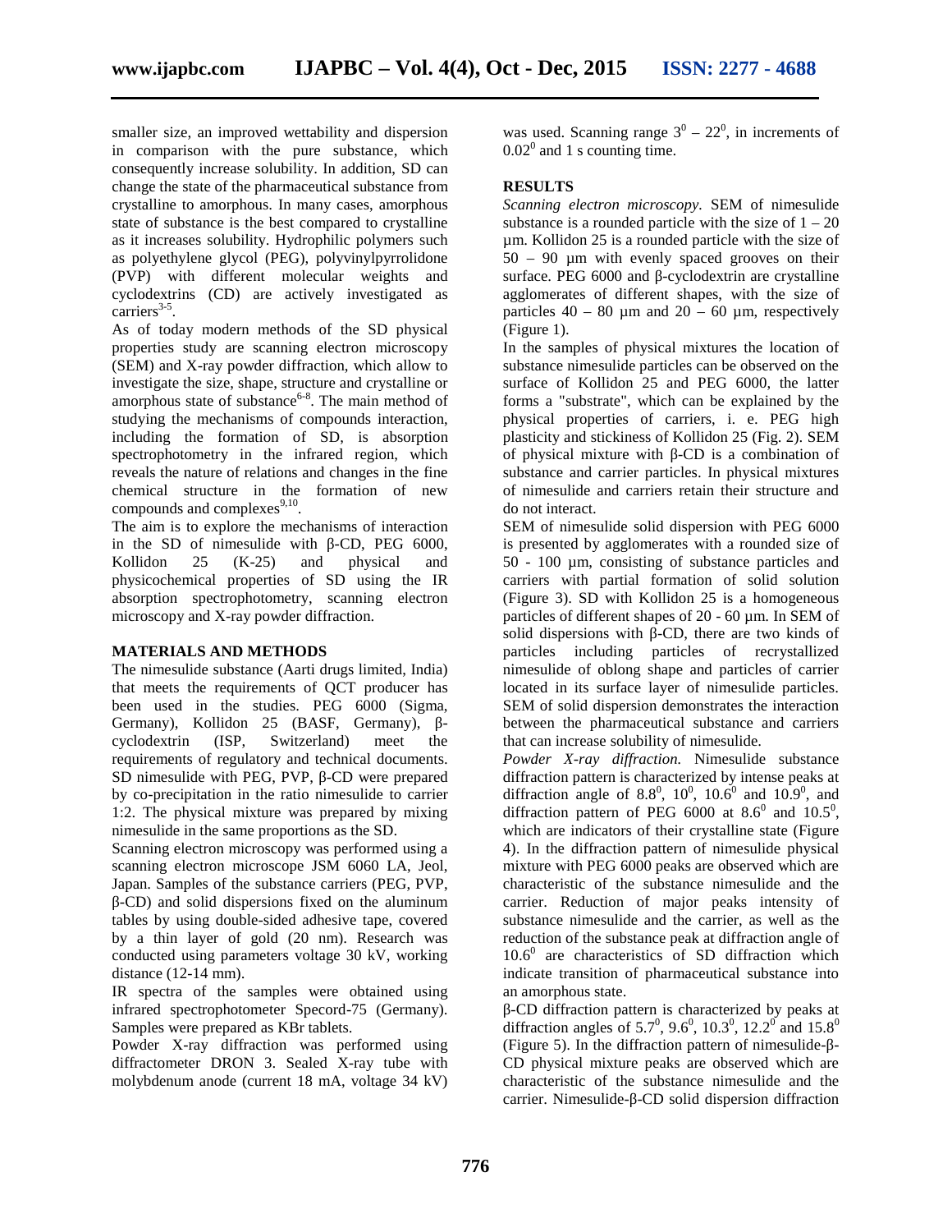smaller size, an improved wettability and dispersion in comparison with the pure substance, which consequently increase solubility. In addition, SD can change the state of the pharmaceutical substance from crystalline to amorphous. In many cases, amorphous state of substance is the best compared to crystalline as it increases solubility. Hydrophilic polymers such as polyethylene glycol (PEG), polyvinylpyrrolidone (PVP) with different molecular weights and cyclodextrins (CD) are actively investigated as carriers[3-5].

As of today modern methods of the SD physical properties study are scanning electron microscopy (SEM) and X-ray powder diffraction, which allow to investigate the size, shape, structure and crystalline or amorphous state of substance[6-8]. The main method of studying the mechanisms of compounds interaction, including the formation of SD, is absorption spectrophotometry in the infrared region, which reveals the nature of relations and changes in the fine chemical structure in the formation of new compounds and complexes[9,10].

The aim is to explore the mechanisms of interaction in the SD of nimesulide with β-CD, PEG 6000, Kollidon 25 (K-25) and physical and physicochemical properties of SD using the IR absorption spectrophotometry, scanning electron microscopy and X-ray powder diffraction.

## MATERIALS AND METHODS

The nimesulide substance (Aarti drugs limited, India) that meets the requirements of QCT producer has been used in the studies. PEG 6000 (Sigma, Germany), Kollidon 25 (BASF, Germany), β-cyclodextrin (ISP, Switzerland) meet the requirements of regulatory and technical documents. SD nimesulide with PEG, PVP, β-CD were prepared by co-precipitation in the ratio nimesulide to carrier 1:2. The physical mixture was prepared by mixing nimesulide in the same proportions as the SD.

Scanning electron microscopy was performed using a scanning electron microscope JSM 6060 LA, Jeol, Japan. Samples of the substance carriers (PEG, PVP, β-CD) and solid dispersions fixed on the aluminum tables by using double-sided adhesive tape, covered by a thin layer of gold (20 nm). Research was conducted using parameters voltage 30 kV, working distance (12-14 mm).

IR spectra of the samples were obtained using infrared spectrophotometer Specord-75 (Germany). Samples were prepared as KBr tablets.

Powder X-ray diffraction was performed using diffractometer DRON 3. Sealed X-ray tube with molybdenum anode (current 18 mA, voltage 34 kV) was used. Scanning range $3^0 - 22^0$, in increments of $0.02^0$ and 1 s counting time.

## RESULTS

*Scanning electron microscopy.* SEM of nimesulide substance is a rounded particle with the size of 1 – 20 µm. Kollidon 25 is a rounded particle with the size of 50 – 90 µm with evenly spaced grooves on their surface. PEG 6000 and β-cyclodextrin are crystalline agglomerates of different shapes, with the size of particles 40 – 80 µm and 20 – 60 µm, respectively (Figure 1).

In the samples of physical mixtures the location of substance nimesulide particles can be observed on the surface of Kollidon 25 and PEG 6000, the latter forms a "substrate", which can be explained by the physical properties of carriers, i. e. PEG high plasticity and stickiness of Kollidon 25 (Fig. 2). SEM of physical mixture with β-CD is a combination of substance and carrier particles. In physical mixtures of nimesulide and carriers retain their structure and do not interact.

SEM of nimesulide solid dispersion with PEG 6000 is presented by agglomerates with a rounded size of 50 - 100 µm, consisting of substance particles and carriers with partial formation of solid solution (Figure 3). SD with Kollidon 25 is a homogeneous particles of different shapes of 20 - 60 µm. In SEM of solid dispersions with β-CD, there are two kinds of particles including particles of recrystallized nimesulide of oblong shape and particles of carrier located in its surface layer of nimesulide particles. SEM of solid dispersion demonstrates the interaction between the pharmaceutical substance and carriers that can increase solubility of nimesulide.

*Powder X-ray diffraction.* Nimesulide substance diffraction pattern is characterized by intense peaks at diffraction angle of $8.8^0$, $10^0$, $10.6^0$ and $10.9^0$, and diffraction pattern of PEG 6000 at $8.6^0$ and $10.5^0$, which are indicators of their crystalline state (Figure 4). In the diffraction pattern of nimesulide physical mixture with PEG 6000 peaks are observed which are characteristic of the substance nimesulide and the carrier. Reduction of major peaks intensity of substance nimesulide and the carrier, as well as the reduction of the substance peak at diffraction angle of $10.6^0$ are characteristics of SD diffraction which indicate transition of pharmaceutical substance into an amorphous state.

β-CD diffraction pattern is characterized by peaks at diffraction angles of $5.7^0$, $9.6^0$, $10.3^0$, $12.2^0$ and $15.8^0$ (Figure 5). In the diffraction pattern of nimesulide-β-CD physical mixture peaks are observed which are characteristic of the substance nimesulide and the carrier. Nimesulide-β-CD solid dispersion diffraction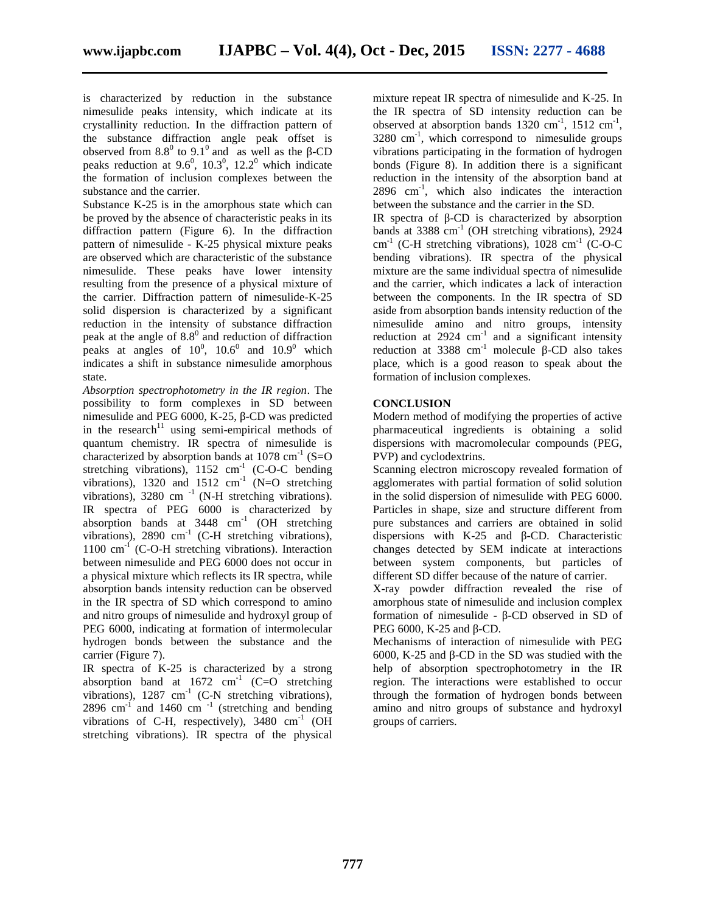is characterized by reduction in the substance nimesulide peaks intensity, which indicate at its crystallinity reduction. In the diffraction pattern of the substance diffraction angle peak offset is observed from $8.8^0$ to $9.1^0$ and as well as the β-CD peaks reduction at $9.6^0$, $10.3^0$, $12.2^0$ which indicate the formation of inclusion complexes between the substance and the carrier.

Substance K-25 is in the amorphous state which can be proved by the absence of characteristic peaks in its diffraction pattern (Figure 6). In the diffraction pattern of nimesulide - K-25 physical mixture peaks are observed which are characteristic of the substance nimesulide. These peaks have lower intensity resulting from the presence of a physical mixture of the carrier. Diffraction pattern of nimesulide-K-25 solid dispersion is characterized by a significant reduction in the intensity of substance diffraction peak at the angle of $8.8^0$ and reduction of diffraction peaks at angles of $10^0$, $10.6^0$ and $10.9^0$ which indicates a shift in substance nimesulide amorphous state.

*Absorption spectrophotometry in the IR region*. The possibility to form complexes in SD between nimesulide and PEG 6000, K-25, β-CD was predicted in the research[11] using semi-empirical methods of quantum chemistry. IR spectra of nimesulide is characterized by absorption bands at 1078 $cm^{-1}$ (S=O stretching vibrations), 1152 $cm^{-1}$ (C-O-C bending vibrations), 1320 and 1512 $cm^{-1}$ (N=O stretching vibrations), 3280 $cm^{-1}$ (N-H stretching vibrations). IR spectra of PEG 6000 is characterized by absorption bands at 3448 $cm^{-1}$ (OH stretching vibrations), 2890 $cm^{-1}$ (C-H stretching vibrations), 1100 $cm^{-1}$ (C-O-H stretching vibrations). Interaction between nimesulide and PEG 6000 does not occur in a physical mixture which reflects its IR spectra, while absorption bands intensity reduction can be observed in the IR spectra of SD which correspond to amino and nitro groups of nimesulide and hydroxyl group of PEG 6000, indicating at formation of intermolecular hydrogen bonds between the substance and the carrier (Figure 7).

IR spectra of K-25 is characterized by a strong absorption band at 1672 $cm^{-1}$ (C=O stretching vibrations), 1287 $cm^{-1}$ (C-N stretching vibrations), 2896 $cm^{-1}$ and 1460 $cm^{-1}$ (stretching and bending vibrations of C-H, respectively), 3480 $cm^{-1}$ (OH stretching vibrations). IR spectra of the physical mixture repeat IR spectra of nimesulide and K-25. In the IR spectra of SD intensity reduction can be observed at absorption bands 1320 $cm^{-1}$, 1512 $cm^{-1}$, 3280 $cm^{-1}$, which correspond to nimesulide groups vibrations participating in the formation of hydrogen bonds (Figure 8). In addition there is a significant reduction in the intensity of the absorption band at 2896 $cm^{-1}$, which also indicates the interaction between the substance and the carrier in the SD.

IR spectra of β-CD is characterized by absorption bands at 3388 $cm^{-1}$ (OH stretching vibrations), 2924 $cm^{-1}$ (C-H stretching vibrations), 1028 $cm^{-1}$ (C-O-C bending vibrations). IR spectra of the physical mixture are the same individual spectra of nimesulide and the carrier, which indicates a lack of interaction between the components. In the IR spectra of SD aside from absorption bands intensity reduction of the nimesulide amino and nitro groups, intensity reduction at 2924 $cm^{-1}$ and a significant intensity reduction at 3388 $cm^{-1}$ molecule β-CD also takes place, which is a good reason to speak about the formation of inclusion complexes.

## CONCLUSION

Modern method of modifying the properties of active pharmaceutical ingredients is obtaining a solid dispersions with macromolecular compounds (PEG, PVP) and cyclodextrins.

Scanning electron microscopy revealed formation of agglomerates with partial formation of solid solution in the solid dispersion of nimesulide with PEG 6000. Particles in shape, size and structure different from pure substances and carriers are obtained in solid dispersions with K-25 and β-CD. Characteristic changes detected by SEM indicate at interactions between system components, but particles of different SD differ because of the nature of carrier.

X-ray powder diffraction revealed the rise of amorphous state of nimesulide and inclusion complex formation of nimesulide - β-CD observed in SD of PEG 6000, K-25 and β-CD.

Mechanisms of interaction of nimesulide with PEG 6000, K-25 and β-CD in the SD was studied with the help of absorption spectrophotometry in the IR region. The interactions were established to occur through the formation of hydrogen bonds between amino and nitro groups of substance and hydroxyl groups of carriers.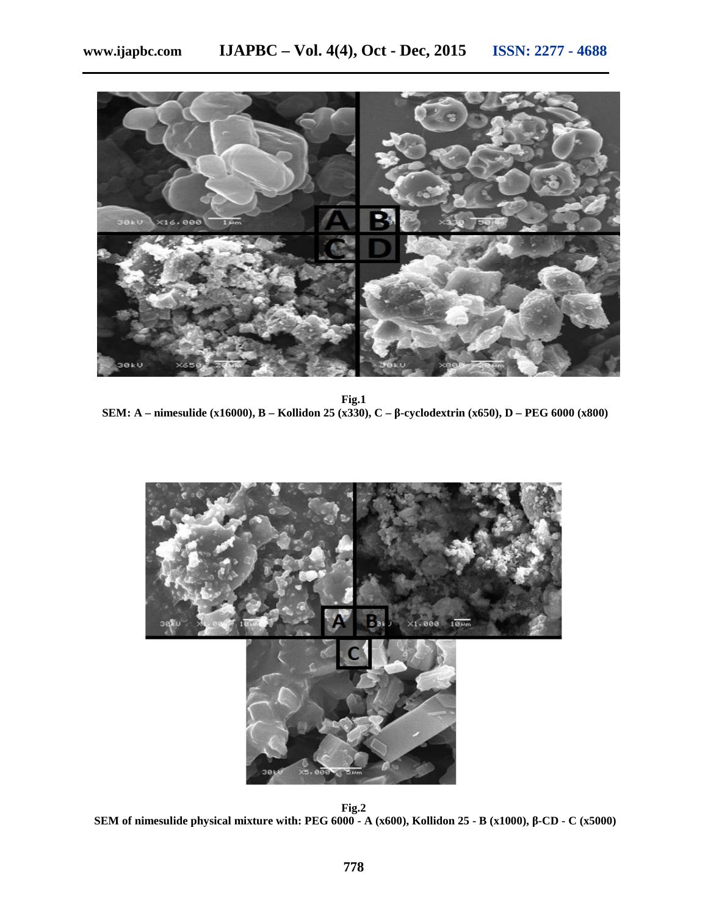**Fig.1**
**SEM: A – nimesulide (x16000), B – Kollidon 25 (x330), C – β-cyclodextrin (x650), D – PEG 6000 (x800)**

**Fig.2**
**SEM of nimesulide physical mixture with: PEG 6000 - A (x600), Kollidon 25 - B (x1000), β-CD - C (x5000)**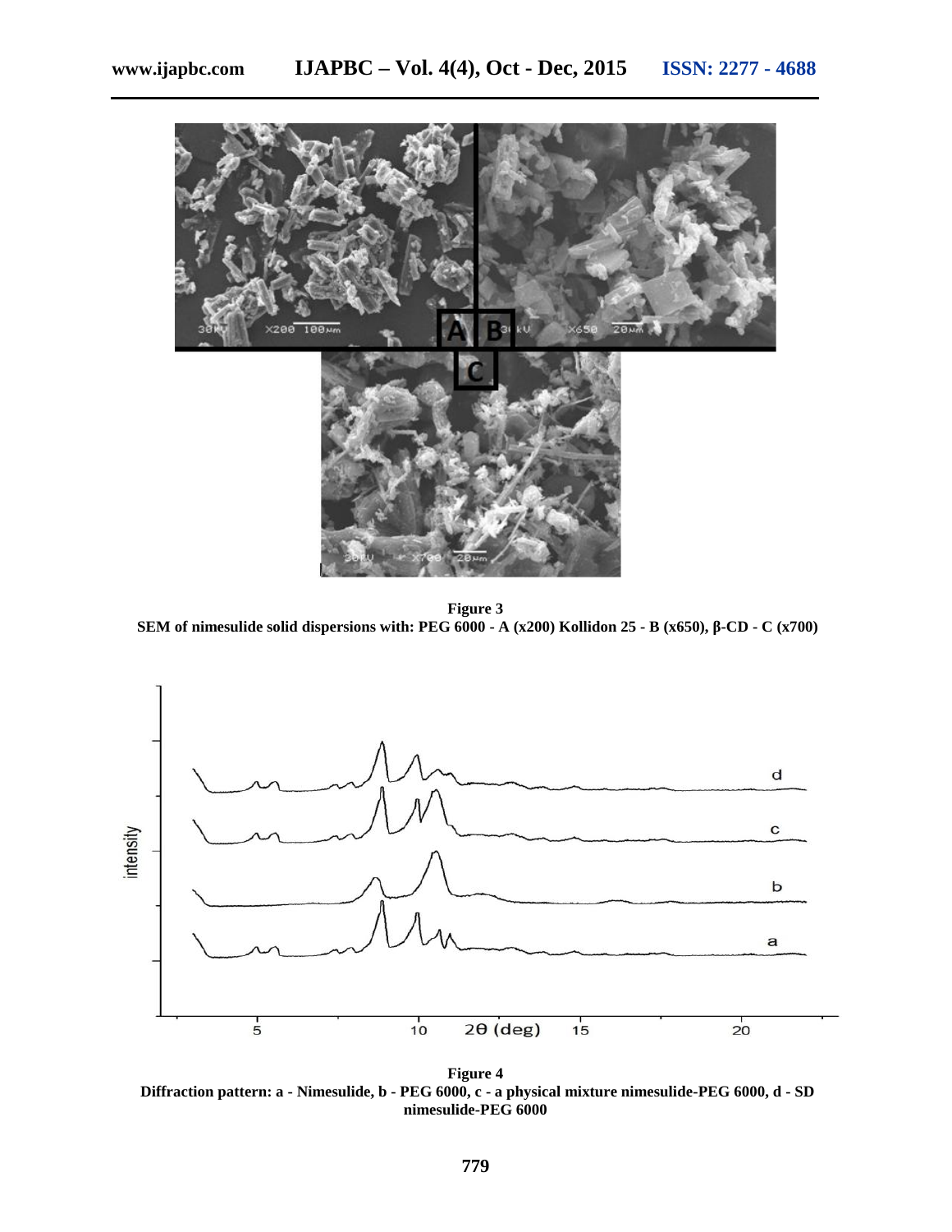**Figure 3**
**SEM of nimesulide solid dispersions with: PEG 6000 - A (x200) Kollidon 25 - B (x650), β-CD - C (x700)**

**Figure 4**
**Diffraction pattern: a - Nimesulide, b - PEG 6000, c - a physical mixture nimesulide-PEG 6000, d - SD nimesulide-PEG 6000**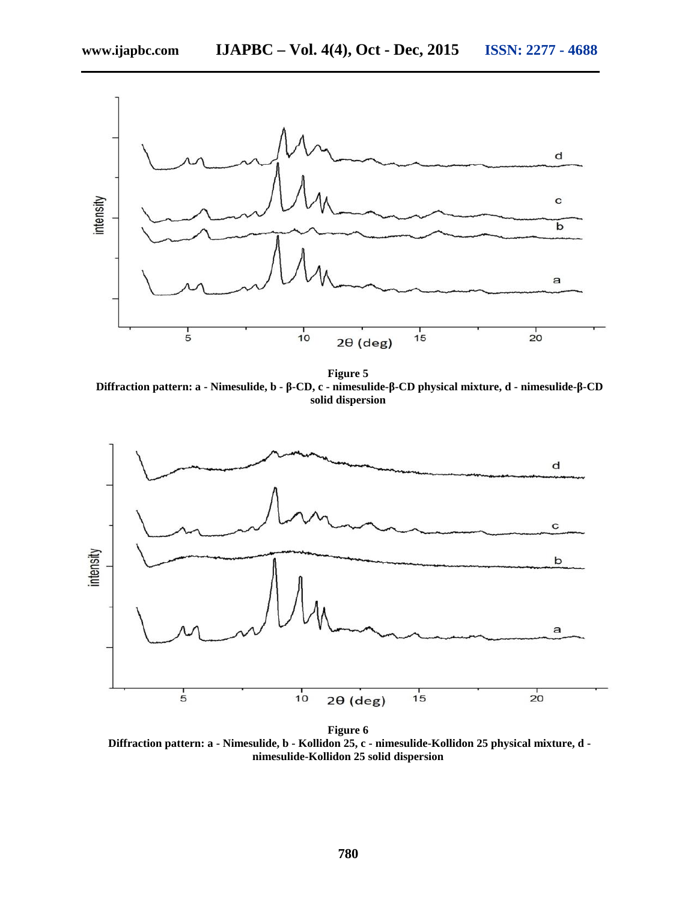**Figure 5**
**Diffraction pattern: a - Nimesulide, b - β-CD, c - nimesulide-β-CD physical mixture, d - nimesulide-β-CD solid dispersion**

**Figure 6**
**Diffraction pattern: a - Nimesulide, b - Kollidon 25, c - nimesulide-Kollidon 25 physical mixture, d - nimesulide-Kollidon 25 solid dispersion**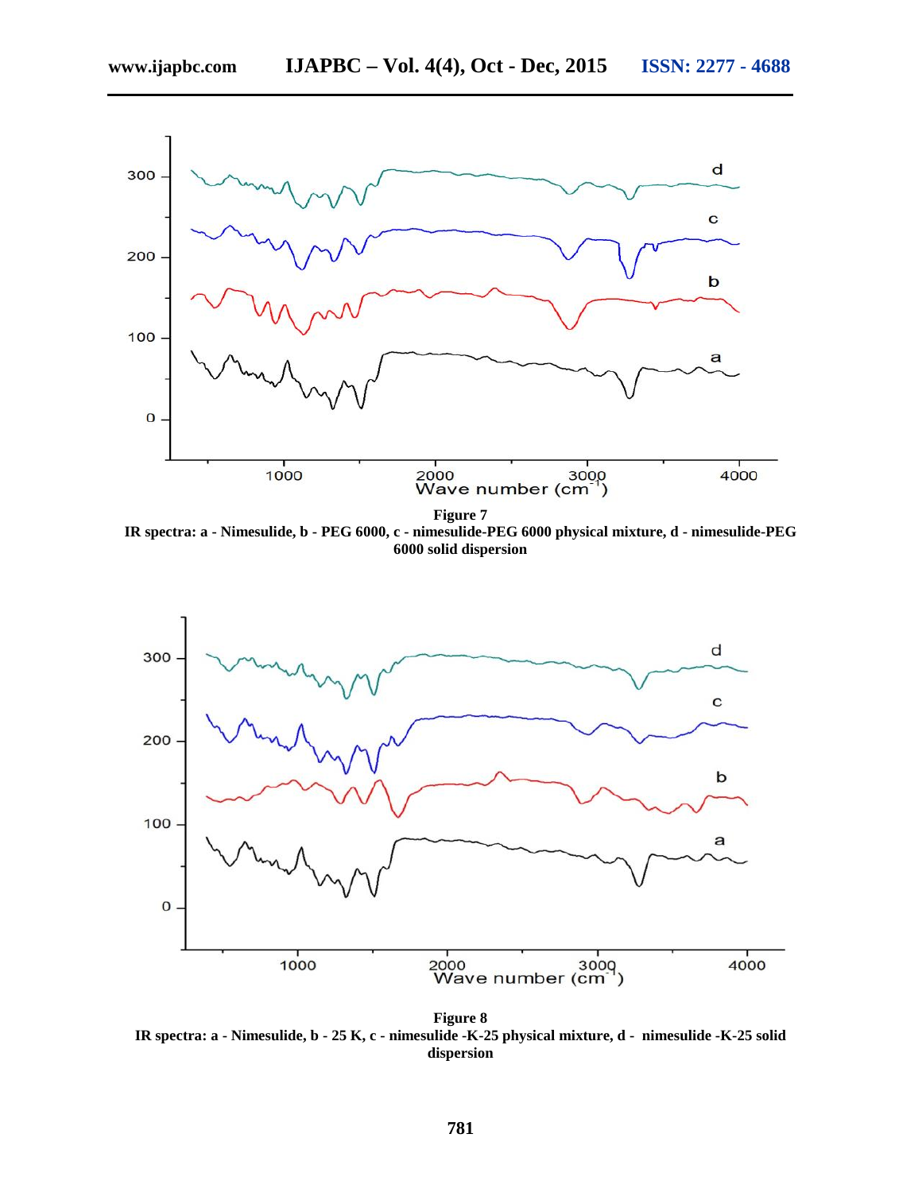**Figure 7**
**IR spectra: a - Nimesulide, b - PEG 6000, c - nimesulide-PEG 6000 physical mixture, d - nimesulide-PEG 6000 solid dispersion**

**Figure 8**
**IR spectra: a - Nimesulide, b - 25 K, c - nimesulide -K-25 physical mixture, d - nimesulide -K-25 solid dispersion**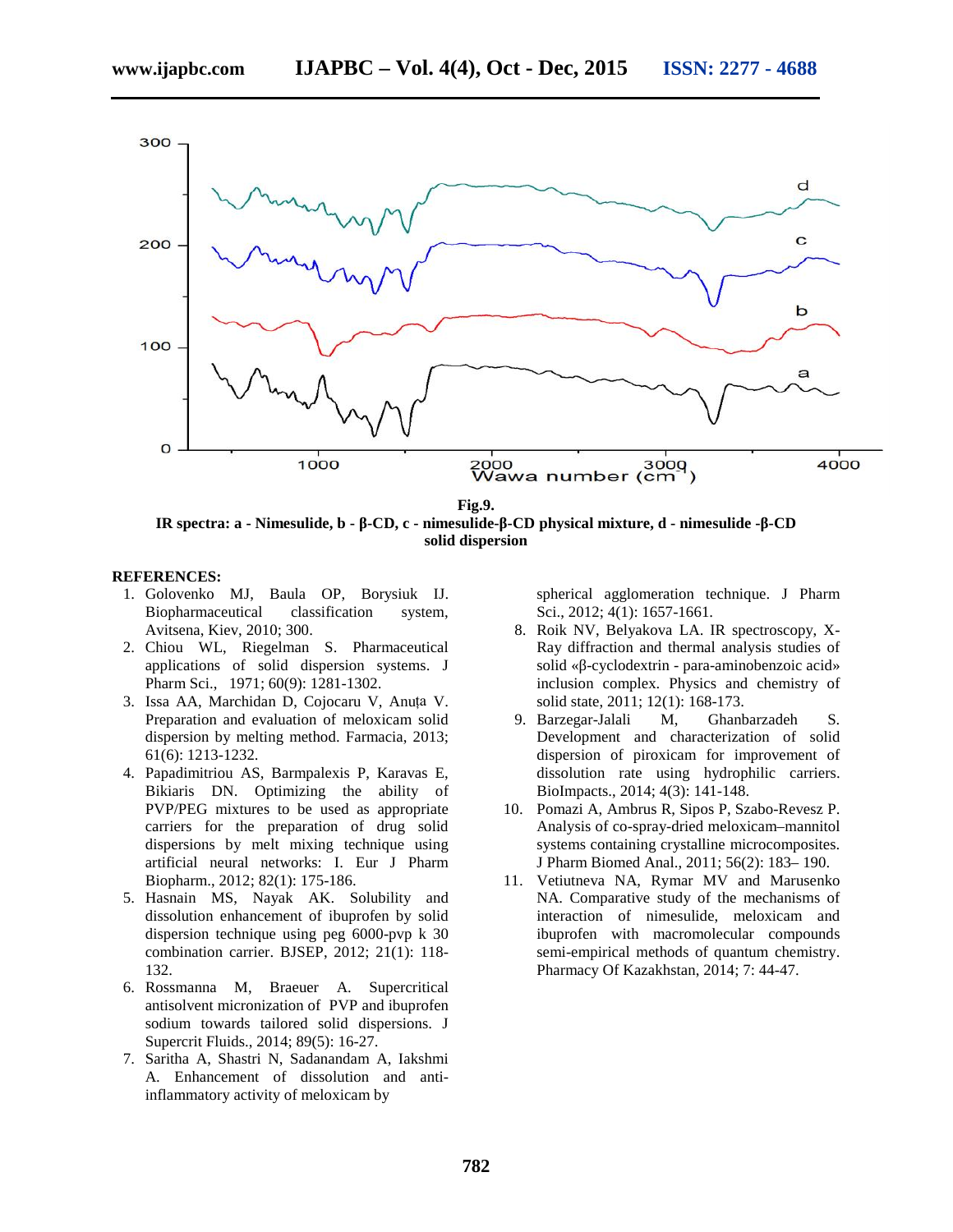300

200

100

0

1000

2000

3000

4000

Wawa number (cm⁻¹)

a

b

c

d

**Fig.9.**

**IR spectra: a - Nimesulide, b - β-CD, c - nimesulide-β-CD physical mixture, d - nimesulide -β-CD solid dispersion**

**REFERENCES:**

1. Golovenko MJ, Baula OP, Borysiuk IJ. Biopharmaceutical classification system, Avitsena, Kiev, 2010; 300.
2. Chiou WL, Riegelman S. Pharmaceutical applications of solid dispersion systems. J Pharm Sci., 1971; 60(9): 1281-1302.
3. Issa AA, Marchidan D, Cojocaru V, Anuța V. Preparation and evaluation of meloxicam solid dispersion by melting method. Farmacia, 2013; 61(6): 1213-1232.
4. Papadimitriou AS, Barmpalexis P, Karavas E, Bikiaris DN. Optimizing the ability of PVP/PEG mixtures to be used as appropriate carriers for the preparation of drug solid dispersions by melt mixing technique using artificial neural networks: I. Eur J Pharm Biopharm., 2012; 82(1): 175-186.
5. Hasnain MS, Nayak AK. Solubility and dissolution enhancement of ibuprofen by solid dispersion technique using peg 6000-pvp k 30 combination carrier. BJSEP, 2012; 21(1): 118-132.
6. Rossmanna M, Braeuer A. Supercritical antisolvent micronization of PVP and ibuprofen sodium towards tailored solid dispersions. J Supercrit Fluids., 2014; 89(5): 16-27.
7. Saritha A, Shastri N, Sadanandam A, Iakshmi A. Enhancement of dissolution and anti-inflammatory activity of meloxicam by spherical agglomeration technique. J Pharm Sci., 2012; 4(1): 1657-1661.
8. Roik NV, Belyakova LA. IR spectroscopy, X-Ray diffraction and thermal analysis studies of solid «β-cyclodextrin - para-aminobenzoic acid» inclusion complex. Physics and chemistry of solid state, 2011; 12(1): 168-173.
9. Barzegar-Jalali M, Ghanbarzadeh S. Development and characterization of solid dispersion of piroxicam for improvement of dissolution rate using hydrophilic carriers. BioImpacts., 2014; 4(3): 141-148.
10. Pomazi A, Ambrus R, Sipos P, Szabo-Revesz P. Analysis of co-spray-dried meloxicam–mannitol systems containing crystalline microcomposites. J Pharm Biomed Anal., 2011; 56(2): 183– 190.
11. Vetiutneva NA, Rymar MV and Marusenko NA. Comparative study of the mechanisms of interaction of nimesulide, meloxicam and ibuprofen with macromolecular compounds semi-empirical methods of quantum chemistry. Pharmacy Of Kazakhstan, 2014; 7: 44-47.